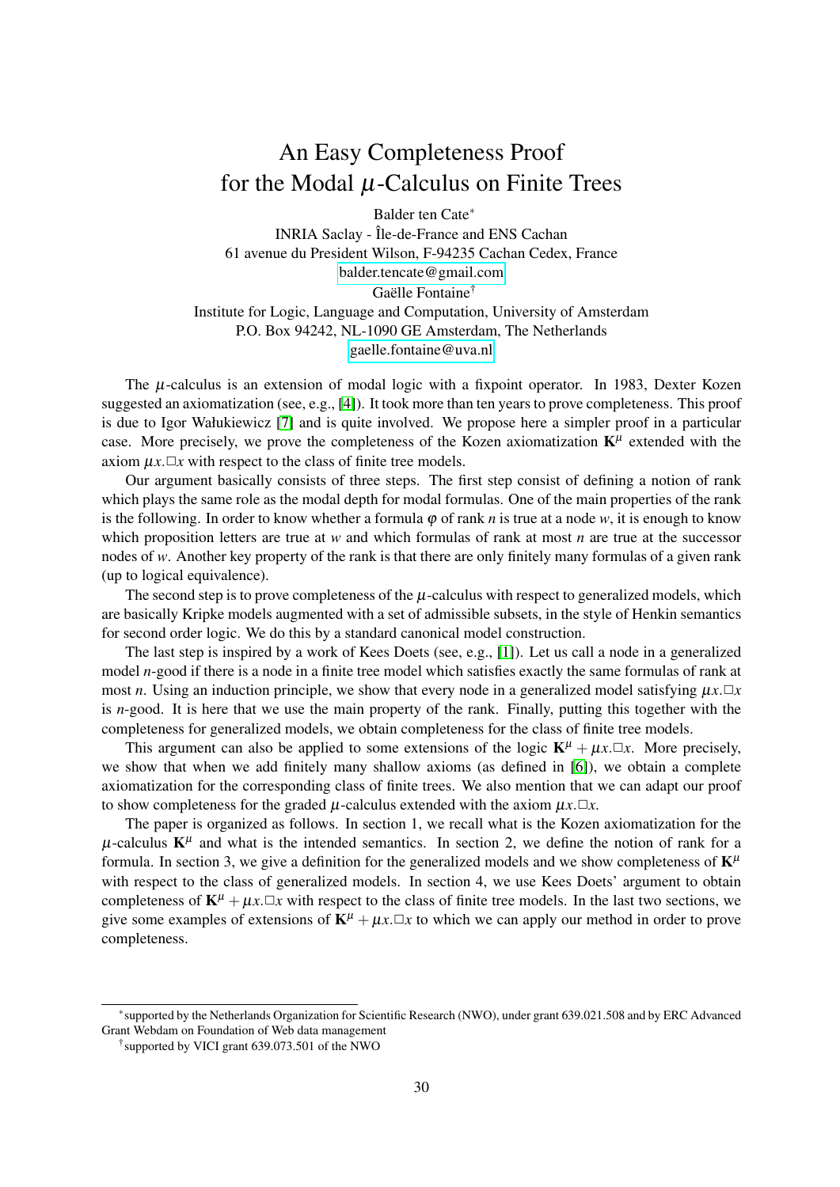# An Easy Completeness Proof for the Modal $\mu$-Calculus on Finite Trees

Balder ten Cate[*]
INRIA Saclay - Île-de-France and ENS Cachan
61 avenue du President Wilson, F-94235 Cachan Cedex, France
balder.tencate@gmail.com

Gaëlle Fontaine[†]
Institute for Logic, Language and Computation, University of Amsterdam
P.O. Box 94242, NL-1090 GE Amsterdam, The Netherlands
gaelle.fontaine@uva.nl

The $\mu$-calculus is an extension of modal logic with a fixpoint operator. In 1983, Dexter Kozen suggested an axiomatization (see, e.g., [4]). It took more than ten years to prove completeness. This proof is due to Igor Wałukiewicz [7] and is quite involved. We propose here a simpler proof in a particular case. More precisely, we prove the completeness of the Kozen axiomatization $\mathbf{K}^{\mu}$ extended with the axiom $\mu x.\Box x$ with respect to the class of finite tree models.

Our argument basically consists of three steps. The first step consist of defining a notion of rank which plays the same role as the modal depth for modal formulas. One of the main properties of the rank is the following. In order to know whether a formula $\varphi$ of rank $n$ is true at a node $w$, it is enough to know which proposition letters are true at $w$ and which formulas of rank at most $n$ are true at the successor nodes of $w$. Another key property of the rank is that there are only finitely many formulas of a given rank (up to logical equivalence).

The second step is to prove completeness of the $\mu$-calculus with respect to generalized models, which are basically Kripke models augmented with a set of admissible subsets, in the style of Henkin semantics for second order logic. We do this by a standard canonical model construction.

The last step is inspired by a work of Kees Doets (see, e.g., [1]). Let us call a node in a generalized model $n$-good if there is a node in a finite tree model which satisfies exactly the same formulas of rank at most $n$. Using an induction principle, we show that every node in a generalized model satisfying $\mu x.\Box x$ is $n$-good. It is here that we use the main property of the rank. Finally, putting this together with the completeness for generalized models, we obtain completeness for the class of finite tree models.

This argument can also be applied to some extensions of the logic $\mathbf{K}^{\mu} + \mu x.\Box x$. More precisely, we show that when we add finitely many shallow axioms (as defined in [6]), we obtain a complete axiomatization for the corresponding class of finite trees. We also mention that we can adapt our proof to show completeness for the graded $\mu$-calculus extended with the axiom $\mu x.\Box x$.

The paper is organized as follows. In section 1, we recall what is the Kozen axiomatization for the $\mu$-calculus $\mathbf{K}^{\mu}$ and what is the intended semantics. In section 2, we define the notion of rank for a formula. In section 3, we give a definition for the generalized models and we show completeness of $\mathbf{K}^{\mu}$ with respect to the class of generalized models. In section 4, we use Kees Doets' argument to obtain completeness of $\mathbf{K}^{\mu} + \mu x.\Box x$ with respect to the class of finite tree models. In the last two sections, we give some examples of extensions of $\mathbf{K}^{\mu} + \mu x.\Box x$ to which we can apply our method in order to prove completeness.

---

[*] supported by the Netherlands Organization for Scientific Research (NWO), under grant 639.021.508 and by ERC Advanced Grant Webdam on Foundation of Web data management

[†] supported by VICI grant 639.073.501 of the NWO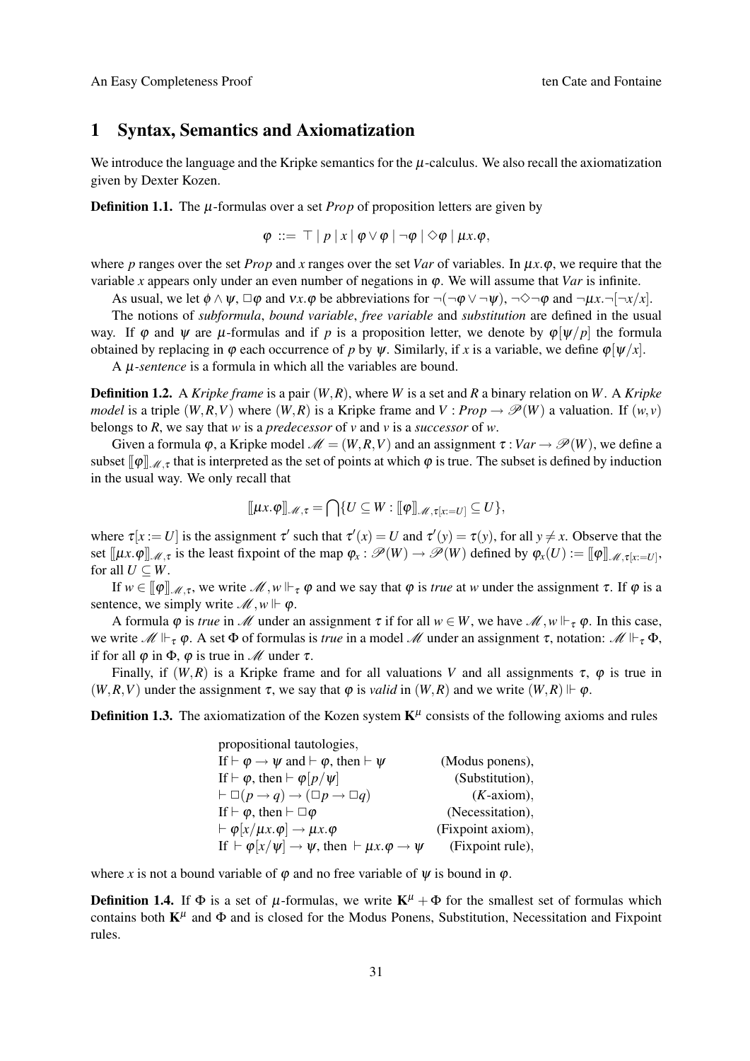## 1 Syntax, Semantics and Axiomatization

We introduce the language and the Kripke semantics for the $\mu$-calculus. We also recall the axiomatization given by Dexter Kozen.

**Definition 1.1.** The $\mu$-formulas over a set *Prop* of proposition letters are given by

$$\varphi \ ::= \ \top \mid p \mid x \mid \varphi \vee \varphi \mid \neg \varphi \mid \Diamond \varphi \mid \mu x.\varphi,$$

where $p$ ranges over the set *Prop* and $x$ ranges over the set *Var* of variables. In $\mu x.\varphi$, we require that the variable $x$ appears only under an even number of negations in $\varphi$. We will assume that *Var* is infinite.

As usual, we let $\phi \wedge \psi$, $\Box \varphi$ and $\nu x.\varphi$ be abbreviations for $\neg(\neg\varphi \vee \neg\psi)$, $\neg\Diamond\neg\varphi$ and $\neg\mu x.\neg[\neg x/x]$.

The notions of *subformula*, *bound variable*, *free variable* and *substitution* are defined in the usual way. If $\varphi$ and $\psi$ are $\mu$-formulas and if $p$ is a proposition letter, we denote by $\varphi[\psi/p]$ the formula obtained by replacing in $\varphi$ each occurrence of $p$ by $\psi$. Similarly, if $x$ is a variable, we define $\varphi[\psi/x]$.

A $\mu$*-sentence* is a formula in which all the variables are bound.

**Definition 1.2.** A *Kripke frame* is a pair $(W,R)$, where $W$ is a set and $R$ a binary relation on $W$. A *Kripke model* is a triple $(W,R,V)$ where $(W,R)$ is a Kripke frame and $V : Prop \to \mathscr{P}(W)$ a valuation. If $(w,v)$ belongs to $R$, we say that $w$ is a *predecessor* of $v$ and $v$ is a *successor* of $w$.

Given a formula $\varphi$, a Kripke model $\mathscr{M} = (W,R,V)$ and an assignment $\tau : Var \to \mathscr{P}(W)$, we define a subset $[\![\varphi]\!]_{\mathscr{M},\tau}$ that is interpreted as the set of points at which $\varphi$ is true. The subset is defined by induction in the usual way. We only recall that

$$[\![\mu x.\varphi]\!]_{\mathscr{M},\tau} = \bigcap\{U \subseteq W : [\![\varphi]\!]_{\mathscr{M},\tau[x:=U]} \subseteq U\},$$

where $\tau[x := U]$ is the assignment $\tau'$ such that $\tau'(x) = U$ and $\tau'(y) = \tau(y)$, for all $y \neq x$. Observe that the set $[\![\mu x.\varphi]\!]_{\mathscr{M},\tau}$ is the least fixpoint of the map $\varphi_x : \mathscr{P}(W) \to \mathscr{P}(W)$ defined by $\varphi_x(U) := [\![\varphi]\!]_{\mathscr{M},\tau[x:=U]}$, for all $U \subseteq W$.

If $w \in [\![\varphi]\!]_{\mathscr{M},\tau}$, we write $\mathscr{M}, w \Vdash_\tau \varphi$ and we say that $\varphi$ is *true* at $w$ under the assignment $\tau$. If $\varphi$ is a sentence, we simply write $\mathscr{M}, w \Vdash \varphi$.

A formula $\varphi$ is *true* in $\mathscr{M}$ under an assignment $\tau$ if for all $w \in W$, we have $\mathscr{M}, w \Vdash_\tau \varphi$. In this case, we write $\mathscr{M} \Vdash_\tau \varphi$. A set $\Phi$ of formulas is *true* in a model $\mathscr{M}$ under an assignment $\tau$, notation: $\mathscr{M} \Vdash_\tau \Phi$, if for all $\varphi$ in $\Phi$, $\varphi$ is true in $\mathscr{M}$ under $\tau$.

Finally, if $(W,R)$ is a Kripke frame and for all valuations $V$ and all assignments $\tau$, $\varphi$ is true in $(W,R,V)$ under the assignment $\tau$, we say that $\varphi$ is *valid* in $(W,R)$ and we write $(W,R) \Vdash \varphi$.

**Definition 1.3.** The axiomatization of the Kozen system $\mathbf{K}^\mu$ consists of the following axioms and rules

| | |
|---|---|
| propositional tautologies, | |
| If $\vdash \varphi \to \psi$ and $\vdash \varphi$, then $\vdash \psi$ | (Modus ponens), |
| If $\vdash \varphi$, then $\vdash \varphi[p/\psi]$ | (Substitution), |
| $\vdash \Box(p \to q) \to (\Box p \to \Box q)$ | ($K$-axiom), |
| If $\vdash \varphi$, then $\vdash \Box\varphi$ | (Necessitation), |
| $\vdash \varphi[x/\mu x.\varphi] \to \mu x.\varphi$ | (Fixpoint axiom), |
| If $\vdash \varphi[x/\psi] \to \psi$, then $\vdash \mu x.\varphi \to \psi$ | (Fixpoint rule), |

where $x$ is not a bound variable of $\varphi$ and no free variable of $\psi$ is bound in $\varphi$.

**Definition 1.4.** If $\Phi$ is a set of $\mu$-formulas, we write $\mathbf{K}^\mu + \Phi$ for the smallest set of formulas which contains both $\mathbf{K}^\mu$ and $\Phi$ and is closed for the Modus Ponens, Substitution, Necessitation and Fixpoint rules.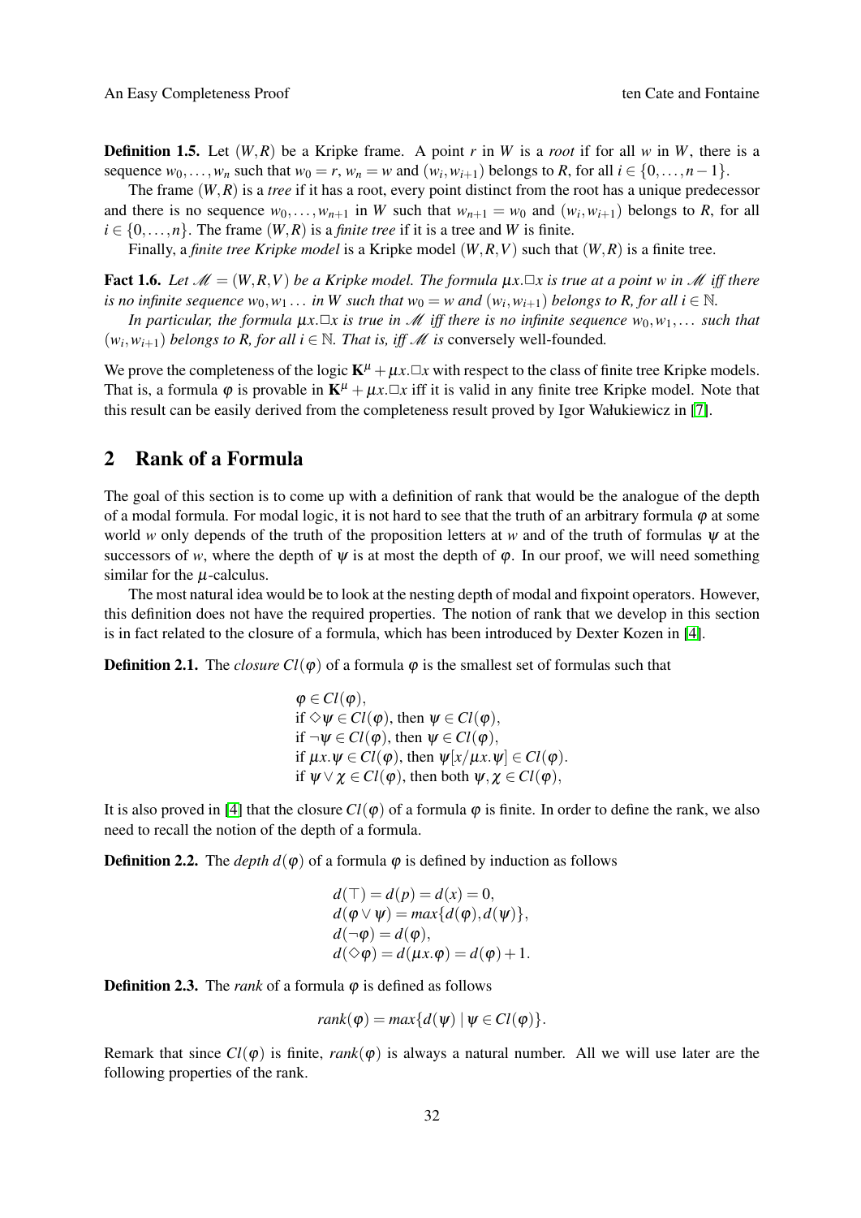**Definition 1.5.** Let $(W,R)$ be a Kripke frame. A point $r$ in $W$ is a *root* if for all $w$ in $W$, there is a sequence $w_0,\dots,w_n$ such that $w_0 = r$, $w_n = w$ and $(w_i,w_{i+1})$ belongs to $R$, for all $i \in \{0,\dots,n-1\}$.

The frame $(W,R)$ is a *tree* if it has a root, every point distinct from the root has a unique predecessor and there is no sequence $w_0,\dots,w_{n+1}$ in $W$ such that $w_{n+1} = w_0$ and $(w_i,w_{i+1})$ belongs to $R$, for all $i \in \{0,\dots,n\}$. The frame $(W,R)$ is a *finite tree* if it is a tree and $W$ is finite.

Finally, a *finite tree Kripke model* is a Kripke model $(W,R,V)$ such that $(W,R)$ is a finite tree.

**Fact 1.6.** *Let $\mathscr{M} = (W,R,V)$ be a Kripke model. The formula $\mu x.\Box x$ is true at a point $w$ in $\mathscr{M}$ iff there is no infinite sequence $w_0,w_1\dots$ in $W$ such that $w_0 = w$ and $(w_i,w_{i+1})$ belongs to R, for all $i \in \mathbb{N}$.*

*In particular, the formula $\mu x.\Box x$ is true in $\mathscr{M}$ iff there is no infinite sequence $w_0,w_1,\dots$ such that $(w_i,w_{i+1})$ belongs to R, for all $i \in \mathbb{N}$. That is, iff $\mathscr{M}$ is* conversely well-founded*.*

We prove the completeness of the logic $\mathbf{K}^\mu + \mu x.\Box x$ with respect to the class of finite tree Kripke models. That is, a formula $\varphi$ is provable in $\mathbf{K}^\mu + \mu x.\Box x$ iff it is valid in any finite tree Kripke model. Note that this result can be easily derived from the completeness result proved by Igor Wałukiewicz in [7].

## 2 Rank of a Formula

The goal of this section is to come up with a definition of rank that would be the analogue of the depth of a modal formula. For modal logic, it is not hard to see that the truth of an arbitrary formula $\varphi$ at some world $w$ only depends of the truth of the proposition letters at $w$ and of the truth of formulas $\psi$ at the successors of $w$, where the depth of $\psi$ is at most the depth of $\varphi$. In our proof, we will need something similar for the $\mu$-calculus.

The most natural idea would be to look at the nesting depth of modal and fixpoint operators. However, this definition does not have the required properties. The notion of rank that we develop in this section is in fact related to the closure of a formula, which has been introduced by Dexter Kozen in [4].

**Definition 2.1.** The *closure* $Cl(\varphi)$ of a formula $\varphi$ is the smallest set of formulas such that

$$
\begin{aligned}
&\varphi \in Cl(\varphi),\\
&\text{if } \Diamond\psi \in Cl(\varphi) \text{, then } \psi \in Cl(\varphi),\\
&\text{if } \neg\psi \in Cl(\varphi) \text{, then } \psi \in Cl(\varphi),\\
&\text{if } \mu x.\psi \in Cl(\varphi) \text{, then } \psi[x/\mu x.\psi] \in Cl(\varphi).\\
&\text{if } \psi \vee \chi \in Cl(\varphi) \text{, then both } \psi,\chi \in Cl(\varphi),
\end{aligned}
$$

It is also proved in [4] that the closure $Cl(\varphi)$ of a formula $\varphi$ is finite. In order to define the rank, we also need to recall the notion of the depth of a formula.

**Definition 2.2.** The *depth* $d(\varphi)$ of a formula $\varphi$ is defined by induction as follows

$$
\begin{aligned}
&d(\top) = d(p) = d(x) = 0,\\
&d(\varphi \vee \psi) = max\{d(\varphi), d(\psi)\},\\
&d(\neg\varphi) = d(\varphi),\\
&d(\Diamond\varphi) = d(\mu x.\varphi) = d(\varphi)+1.
\end{aligned}
$$

**Definition 2.3.** The *rank* of a formula $\varphi$ is defined as follows

$$rank(\varphi) = max\{d(\psi) \mid \psi \in Cl(\varphi)\}.$$

Remark that since $Cl(\varphi)$ is finite, $rank(\varphi)$ is always a natural number. All we will use later are the following properties of the rank.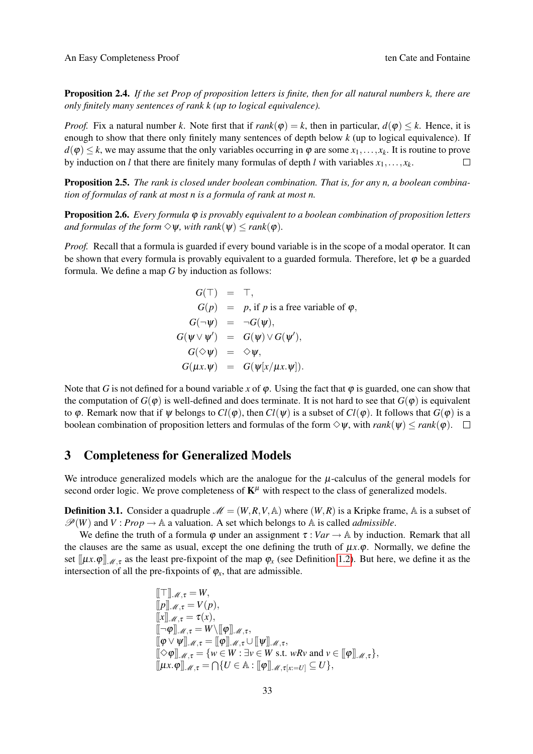**Proposition 2.4.** *If the set Prop of proposition letters is finite, then for all natural numbers k, there are only finitely many sentences of rank k (up to logical equivalence).*

*Proof.* Fix a natural number $k$. Note first that if $rank(\varphi) = k$, then in particular, $d(\varphi) \leq k$. Hence, it is enough to show that there only finitely many sentences of depth below $k$ (up to logical equivalence). If $d(\varphi) \leq k$, we may assume that the only variables occurring in $\varphi$ are some $x_1, \ldots, x_k$. It is routine to prove by induction on $l$ that there are finitely many formulas of depth $l$ with variables $x_1, \ldots, x_k$. $\square$

**Proposition 2.5.** *The rank is closed under boolean combination. That is, for any n, a boolean combination of formulas of rank at most n is a formula of rank at most n.*

**Proposition 2.6.** *Every formula $\varphi$ is provably equivalent to a boolean combination of proposition letters and formulas of the form $\diamond\psi$, with $rank(\psi) \leq rank(\varphi)$.*

*Proof.* Recall that a formula is guarded if every bound variable is in the scope of a modal operator. It can be shown that every formula is provably equivalent to a guarded formula. Therefore, let $\varphi$ be a guarded formula. We define a map $G$ by induction as follows:

$$
\begin{aligned}
G(\top) &= \top, \\
G(p) &= p, \text{ if } p \text{ is a free variable of } \varphi, \\
G(\neg\psi) &= \neg G(\psi), \\
G(\psi \vee \psi') &= G(\psi) \vee G(\psi'), \\
G(\diamond\psi) &= \diamond\psi, \\
G(\mu x.\psi) &= G(\psi[x/\mu x.\psi]).
\end{aligned}
$$

Note that $G$ is not defined for a bound variable $x$ of $\varphi$. Using the fact that $\varphi$ is guarded, one can show that the computation of $G(\varphi)$ is well-defined and does terminate. It is not hard to see that $G(\varphi)$ is equivalent to $\varphi$. Remark now that if $\psi$ belongs to $Cl(\varphi)$, then $Cl(\psi)$ is a subset of $Cl(\varphi)$. It follows that $G(\varphi)$ is a boolean combination of proposition letters and formulas of the form $\diamond\psi$, with $rank(\psi) \leq rank(\varphi)$. $\square$

## 3 Completeness for Generalized Models

We introduce generalized models which are the analogue for the $\mu$-calculus of the general models for second order logic. We prove completeness of $\mathbf{K}^\mu$ with respect to the class of generalized models.

**Definition 3.1.** Consider a quadruple $\mathscr{M} = (W, R, V, \mathbb{A})$ where $(W, R)$ is a Kripke frame, $\mathbb{A}$ is a subset of $\mathscr{P}(W)$ and $V : Prop \to \mathbb{A}$ a valuation. A set which belongs to $\mathbb{A}$ is called *admissible*.

We define the truth of a formula $\varphi$ under an assignment $\tau : Var \to \mathbb{A}$ by induction. Remark that all the clauses are the same as usual, except the one defining the truth of $\mu x.\varphi$. Normally, we define the set $[\![\mu x.\varphi]\!]_{\mathscr{M},\tau}$ as the least pre-fixpoint of the map $\varphi_x$ (see Definition 1.2). But here, we define it as the intersection of all the pre-fixpoints of $\varphi_x$, that are admissible.

$$
\begin{aligned}
&[\![\top]\!]_{\mathscr{M},\tau} = W, \\
&[\![p]\!]_{\mathscr{M},\tau} = V(p), \\
&[\![x]\!]_{\mathscr{M},\tau} = \tau(x), \\
&[\![\neg\varphi]\!]_{\mathscr{M},\tau} = W \backslash [\![\varphi]\!]_{\mathscr{M},\tau}, \\
&[\![\varphi \vee \psi]\!]_{\mathscr{M},\tau} = [\![\varphi]\!]_{\mathscr{M},\tau} \cup [\![\psi]\!]_{\mathscr{M},\tau}, \\
&[\![\diamond\varphi]\!]_{\mathscr{M},\tau} = \{w \in W : \exists v \in W \text{ s.t. } wRv \text{ and } v \in [\![\varphi]\!]_{\mathscr{M},\tau}\}, \\
&[\![\mu x.\varphi]\!]_{\mathscr{M},\tau} = \bigcap\{U \in \mathbb{A} : [\![\varphi]\!]_{\mathscr{M},\tau[x:=U]} \subseteq U\},
\end{aligned}
$$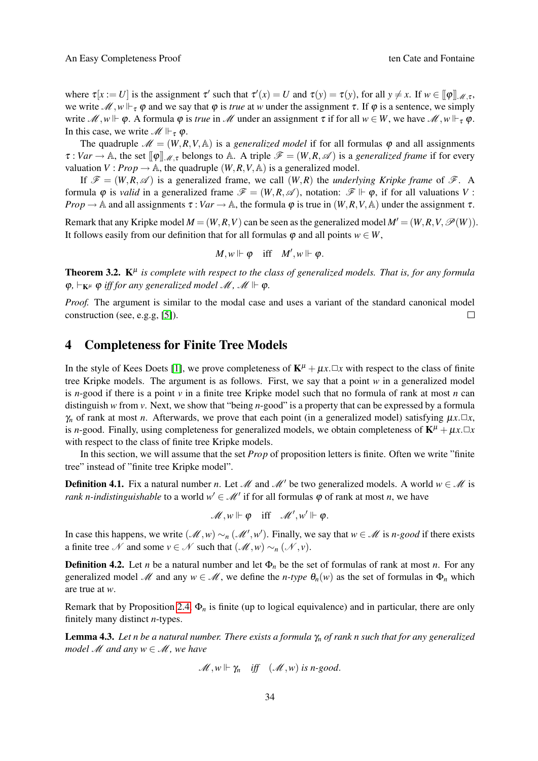where $\tau[x := U]$ is the assignment $\tau'$ such that $\tau'(x) = U$ and $\tau(y) = \tau(y)$, for all $y \neq x$. If $w \in [\![\varphi]\!]_{\mathscr{M},\tau}$, we write $\mathscr{M}, w \Vdash_\tau \varphi$ and we say that $\varphi$ is *true* at $w$ under the assignment $\tau$. If $\varphi$ is a sentence, we simply write $\mathscr{M}, w \Vdash \varphi$. A formula $\varphi$ is *true* in $\mathscr{M}$ under an assignment $\tau$ if for all $w \in W$, we have $\mathscr{M}, w \Vdash_\tau \varphi$. In this case, we write $\mathscr{M} \Vdash_\tau \varphi$.

The quadruple $\mathscr{M} = (W, R, V, \mathbb{A})$ is a *generalized model* if for all formulas $\varphi$ and all assignments $\tau : Var \to \mathbb{A}$, the set $[\![\varphi]\!]_{\mathscr{M},\tau}$ belongs to $\mathbb{A}$. A triple $\mathscr{F} = (W, R, \mathscr{A})$ is a *generalized frame* if for every valuation $V : Prop \to \mathbb{A}$, the quadruple $(W, R, V, \mathbb{A})$ is a generalized model.

If $\mathscr{F} = (W, R, \mathscr{A})$ is a generalized frame, we call $(W, R)$ the *underlying Kripke frame* of $\mathscr{F}$. A formula $\varphi$ is *valid* in a generalized frame $\mathscr{F} = (W, R, \mathscr{A})$, notation: $\mathscr{F} \Vdash \varphi$, if for all valuations $V : Prop \to \mathbb{A}$ and all assignments $\tau : Var \to \mathbb{A}$, the formula $\varphi$ is true in $(W, R, V, \mathbb{A})$ under the assignment $\tau$.

Remark that any Kripke model $M = (W, R, V)$ can be seen as the generalized model $M' = (W, R, V, \mathscr{P}(W))$. It follows easily from our definition that for all formulas $\varphi$ and all points $w \in W$,

$$M, w \Vdash \varphi \quad \text{iff} \quad M', w \Vdash \varphi.$$

**Theorem 3.2.** $\mathbf{K}^\mu$ *is complete with respect to the class of generalized models. That is, for any formula* $\varphi$*,* $\vdash_{\mathbf{K}^\mu} \varphi$ *iff for any generalized model* $\mathscr{M}$*,* $\mathscr{M} \Vdash \varphi$*.*

*Proof.* The argument is similar to the modal case and uses a variant of the standard canonical model construction (see, e.g.g, [5]). ∎

## 4 Completeness for Finite Tree Models

In the style of Kees Doets [1], we prove completeness of $\mathbf{K}^\mu + \mu x.\Box x$ with respect to the class of finite tree Kripke models. The argument is as follows. First, we say that a point $w$ in a generalized model is $n$-good if there is a point $v$ in a finite tree Kripke model such that no formula of rank at most $n$ can distinguish $w$ from $v$. Next, we show that "being $n$-good" is a property that can be expressed by a formula $\gamma_n$ of rank at most $n$. Afterwards, we prove that each point (in a generalized model) satisfying $\mu x.\Box x$, is $n$-good. Finally, using completeness for generalized models, we obtain completeness of $\mathbf{K}^\mu + \mu x.\Box x$ with respect to the class of finite tree Kripke models.

In this section, we will assume that the set $Prop$ of proposition letters is finite. Often we write "finite tree" instead of "finite tree Kripke model".

**Definition 4.1.** Fix a natural number $n$. Let $\mathscr{M}$ and $\mathscr{M}'$ be two generalized models. A world $w \in \mathscr{M}$ is *rank $n$-indistinguishable* to a world $w' \in \mathscr{M}'$ if for all formulas $\varphi$ of rank at most $n$, we have

$$\mathscr{M}, w \Vdash \varphi \quad \text{iff} \quad \mathscr{M}', w' \Vdash \varphi.$$

In case this happens, we write $(\mathscr{M}, w) \sim_n (\mathscr{M}', w')$. Finally, we say that $w \in \mathscr{M}$ is *$n$-good* if there exists a finite tree $\mathscr{N}$ and some $v \in \mathscr{N}$ such that $(\mathscr{M}, w) \sim_n (\mathscr{N}, v)$.

**Definition 4.2.** Let $n$ be a natural number and let $\Phi_n$ be the set of formulas of rank at most $n$. For any generalized model $\mathscr{M}$ and any $w \in \mathscr{M}$, we define the *$n$-type* $\theta_n(w)$ as the set of formulas in $\Phi_n$ which are true at $w$.

Remark that by Proposition 2.4, $\Phi_n$ is finite (up to logical equivalence) and in particular, there are only finitely many distinct $n$-types.

**Lemma 4.3.** *Let $n$ be a natural number. There exists a formula $\gamma_n$ of rank $n$ such that for any generalized model $\mathscr{M}$ and any $w \in \mathscr{M}$, we have*

$$\mathscr{M}, w \Vdash \gamma_n \quad \textit{iff} \quad (\mathscr{M}, w) \textit{ is } n\textit{-good}.$$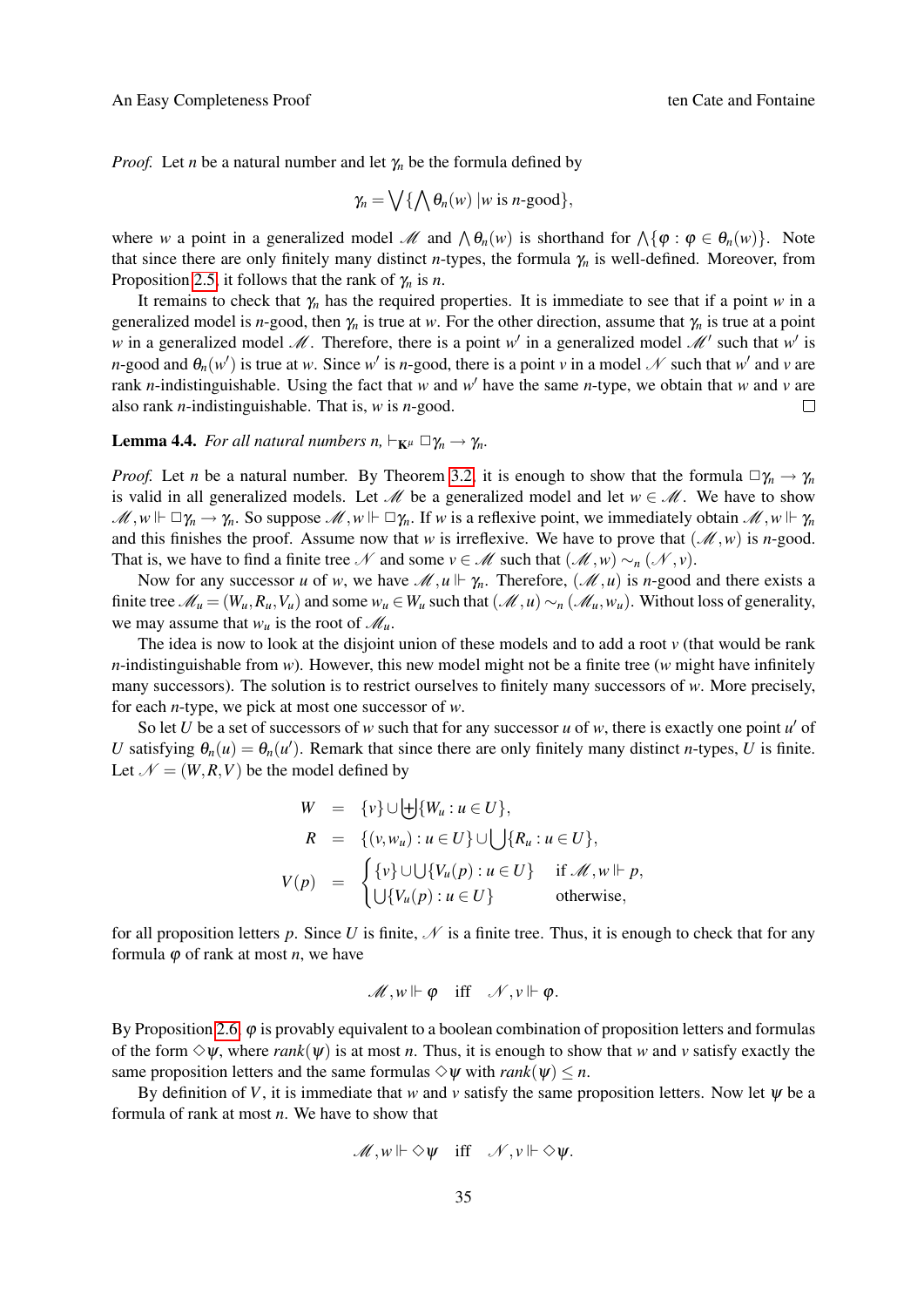*Proof.* Let $n$ be a natural number and let $\gamma_n$ be the formula defined by

$$\gamma_n = \bigvee \{ \bigwedge \theta_n(w) \mid w \text{ is } n\text{-good} \},$$

where $w$ a point in a generalized model $\mathscr{M}$ and $\bigwedge \theta_n(w)$ is shorthand for $\bigwedge\{\varphi : \varphi \in \theta_n(w)\}$. Note that since there are only finitely many distinct $n$-types, the formula $\gamma_n$ is well-defined. Moreover, from Proposition 2.5, it follows that the rank of $\gamma_n$ is $n$.

It remains to check that $\gamma_n$ has the required properties. It is immediate to see that if a point $w$ in a generalized model is $n$-good, then $\gamma_n$ is true at $w$. For the other direction, assume that $\gamma_n$ is true at a point $w$ in a generalized model $\mathscr{M}$. Therefore, there is a point $w'$ in a generalized model $\mathscr{M}'$ such that $w'$ is $n$-good and $\theta_n(w')$ is true at $w$. Since $w'$ is $n$-good, there is a point $v$ in a model $\mathscr{N}$ such that $w'$ and $v$ are rank $n$-indistinguishable. Using the fact that $w$ and $w'$ have the same $n$-type, we obtain that $w$ and $v$ are also rank $n$-indistinguishable. That is, $w$ is $n$-good. $\square$

**Lemma 4.4.** *For all natural numbers $n$, $\vdash_{\mathbf{K}^\mu} \Box\gamma_n \to \gamma_n$.*

*Proof.* Let $n$ be a natural number. By Theorem 3.2, it is enough to show that the formula $\Box\gamma_n \to \gamma_n$ is valid in all generalized models. Let $\mathscr{M}$ be a generalized model and let $w \in \mathscr{M}$. We have to show $\mathscr{M}, w \Vdash \Box\gamma_n \to \gamma_n$. So suppose $\mathscr{M}, w \Vdash \Box\gamma_n$. If $w$ is a reflexive point, we immediately obtain $\mathscr{M}, w \Vdash \gamma_n$ and this finishes the proof. Assume now that $w$ is irreflexive. We have to prove that $(\mathscr{M}, w)$ is $n$-good. That is, we have to find a finite tree $\mathscr{N}$ and some $v \in \mathscr{M}$ such that $(\mathscr{M}, w) \sim_n (\mathscr{N}, v)$.

Now for any successor $u$ of $w$, we have $\mathscr{M}, u \Vdash \gamma_n$. Therefore, $(\mathscr{M}, u)$ is $n$-good and there exists a finite tree $\mathscr{M}_u = (W_u, R_u, V_u)$ and some $w_u \in W_u$ such that $(\mathscr{M}, u) \sim_n (\mathscr{M}_u, w_u)$. Without loss of generality, we may assume that $w_u$ is the root of $\mathscr{M}_u$.

The idea is now to look at the disjoint union of these models and to add a root $v$ (that would be rank $n$-indistinguishable from $w$). However, this new model might not be a finite tree ($w$ might have infinitely many successors). The solution is to restrict ourselves to finitely many successors of $w$. More precisely, for each $n$-type, we pick at most one successor of $w$.

So let $U$ be a set of successors of $w$ such that for any successor $u$ of $w$, there is exactly one point $u'$ of $U$ satisfying $\theta_n(u) = \theta_n(u')$. Remark that since there are only finitely many distinct $n$-types, $U$ is finite. Let $\mathscr{N} = (W, R, V)$ be the model defined by

$$\begin{aligned}
W &= \{v\} \cup \biguplus \{W_u : u \in U\}, \\
R &= \{(v, w_u) : u \in U\} \cup \bigcup \{R_u : u \in U\}, \\
V(p) &= \begin{cases} \{v\} \cup \bigcup \{V_u(p) : u \in U\} & \text{if } \mathscr{M}, w \Vdash p, \\ \bigcup \{V_u(p) : u \in U\} & \text{otherwise,} \end{cases}
\end{aligned}$$

for all proposition letters $p$. Since $U$ is finite, $\mathscr{N}$ is a finite tree. Thus, it is enough to check that for any formula $\varphi$ of rank at most $n$, we have

$$\mathscr{M}, w \Vdash \varphi \quad \text{iff} \quad \mathscr{N}, v \Vdash \varphi.$$

By Proposition 2.6, $\varphi$ is provably equivalent to a boolean combination of proposition letters and formulas of the form $\Diamond\psi$, where $rank(\psi)$ is at most $n$. Thus, it is enough to show that $w$ and $v$ satisfy exactly the same proposition letters and the same formulas $\Diamond\psi$ with $rank(\psi) \le n$.

By definition of $V$, it is immediate that $w$ and $v$ satisfy the same proposition letters. Now let $\psi$ be a formula of rank at most $n$. We have to show that

$$\mathscr{M}, w \Vdash \Diamond\psi \quad \text{iff} \quad \mathscr{N}, v \Vdash \Diamond\psi.$$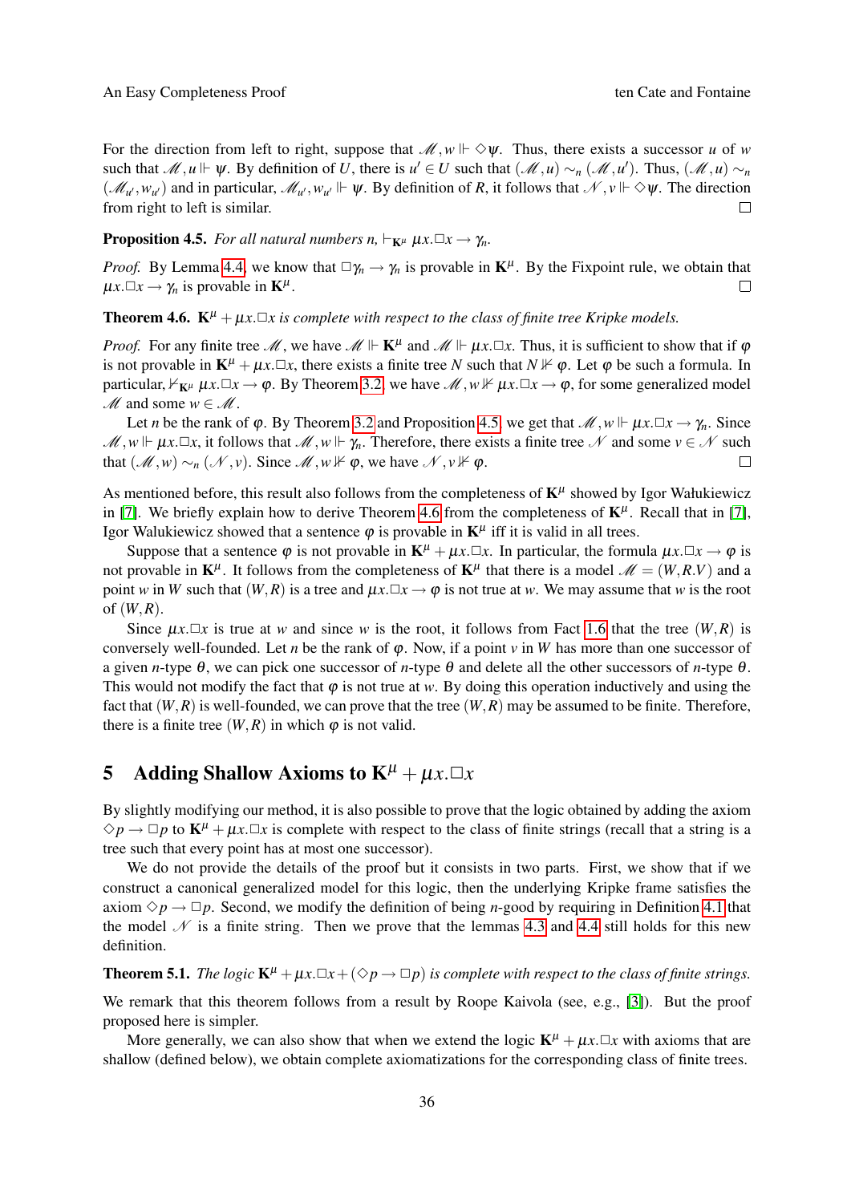For the direction from left to right, suppose that $\mathscr{M}, w \Vdash \Diamond\psi$. Thus, there exists a successor $u$ of $w$ such that $\mathscr{M}, u \Vdash \psi$. By definition of $U$, there is $u' \in U$ such that $(\mathscr{M}, u) \sim_n (\mathscr{M}, u')$. Thus, $(\mathscr{M}, u) \sim_n (\mathscr{M}_{u'}, w_{u'})$ and in particular, $\mathscr{M}_{u'}, w_{u'} \Vdash \psi$. By definition of $R$, it follows that $\mathscr{N}, v \Vdash \Diamond\psi$. The direction from right to left is similar. ☐

**Proposition 4.5.** *For all natural numbers $n$, $\vdash_{\mathbf{K}^\mu} \mu x.\Box x \to \gamma_n$.*

*Proof.* By Lemma 4.4, we know that $\Box\gamma_n \to \gamma_n$ is provable in $\mathbf{K}^\mu$. By the Fixpoint rule, we obtain that $\mu x.\Box x \to \gamma_n$ is provable in $\mathbf{K}^\mu$. ☐

**Theorem 4.6.** *$\mathbf{K}^\mu + \mu x.\Box x$ is complete with respect to the class of finite tree Kripke models.*

*Proof.* For any finite tree $\mathscr{M}$, we have $\mathscr{M} \Vdash \mathbf{K}^\mu$ and $\mathscr{M} \Vdash \mu x.\Box x$. Thus, it is sufficient to show that if $\varphi$ is not provable in $\mathbf{K}^\mu + \mu x.\Box x$, there exists a finite tree $N$ such that $N \nVdash \varphi$. Let $\varphi$ be such a formula. In particular, $\nvdash_{\mathbf{K}^\mu} \mu x.\Box x \to \varphi$. By Theorem 3.2, we have $\mathscr{M}, w \nVdash \mu x.\Box x \to \varphi$, for some generalized model $\mathscr{M}$ and some $w \in \mathscr{M}$.

Let $n$ be the rank of $\varphi$. By Theorem 3.2 and Proposition 4.5, we get that $\mathscr{M}, w \Vdash \mu x.\Box x \to \gamma_n$. Since $\mathscr{M}, w \Vdash \mu x.\Box x$, it follows that $\mathscr{M}, w \Vdash \gamma_n$. Therefore, there exists a finite tree $\mathscr{N}$ and some $v \in \mathscr{N}$ such that $(\mathscr{M}, w) \sim_n (\mathscr{N}, v)$. Since $\mathscr{M}, w \nVdash \varphi$, we have $\mathscr{N}, v \nVdash \varphi$. ☐

As mentioned before, this result also follows from the completeness of $\mathbf{K}^\mu$ showed by Igor Wałukiewicz in [7]. We briefly explain how to derive Theorem 4.6 from the completeness of $\mathbf{K}^\mu$. Recall that in [7], Igor Walukiewicz showed that a sentence $\varphi$ is provable in $\mathbf{K}^\mu$ iff it is valid in all trees.

Suppose that a sentence $\varphi$ is not provable in $\mathbf{K}^\mu + \mu x.\Box x$. In particular, the formula $\mu x.\Box x \to \varphi$ is not provable in $\mathbf{K}^\mu$. It follows from the completeness of $\mathbf{K}^\mu$ that there is a model $\mathscr{M} = (W, R.V)$ and a point $w$ in $W$ such that $(W, R)$ is a tree and $\mu x.\Box x \to \varphi$ is not true at $w$. We may assume that $w$ is the root of $(W, R)$.

Since $\mu x.\Box x$ is true at $w$ and since $w$ is the root, it follows from Fact 1.6 that the tree $(W, R)$ is conversely well-founded. Let $n$ be the rank of $\varphi$. Now, if a point $v$ in $W$ has more than one successor of a given $n$-type $\theta$, we can pick one successor of $n$-type $\theta$ and delete all the other successors of $n$-type $\theta$. This would not modify the fact that $\varphi$ is not true at $w$. By doing this operation inductively and using the fact that $(W, R)$ is well-founded, we can prove that the tree $(W, R)$ may be assumed to be finite. Therefore, there is a finite tree $(W, R)$ in which $\varphi$ is not valid.

## 5 Adding Shallow Axioms to $\mathbf{K}^\mu + \mu x.\Box x$

By slightly modifying our method, it is also possible to prove that the logic obtained by adding the axiom $\Diamond p \to \Box p$ to $\mathbf{K}^\mu + \mu x.\Box x$ is complete with respect to the class of finite strings (recall that a string is a tree such that every point has at most one successor).

We do not provide the details of the proof but it consists in two parts. First, we show that if we construct a canonical generalized model for this logic, then the underlying Kripke frame satisfies the axiom $\Diamond p \to \Box p$. Second, we modify the definition of being $n$-good by requiring in Definition 4.1 that the model $\mathscr{N}$ is a finite string. Then we prove that the lemmas 4.3 and 4.4 still holds for this new definition.

**Theorem 5.1.** *The logic $\mathbf{K}^\mu + \mu x.\Box x + (\Diamond p \to \Box p)$ is complete with respect to the class of finite strings.*

We remark that this theorem follows from a result by Roope Kaivola (see, e.g., [3]). But the proof proposed here is simpler.

More generally, we can also show that when we extend the logic $\mathbf{K}^\mu + \mu x.\Box x$ with axioms that are shallow (defined below), we obtain complete axiomatizations for the corresponding class of finite trees.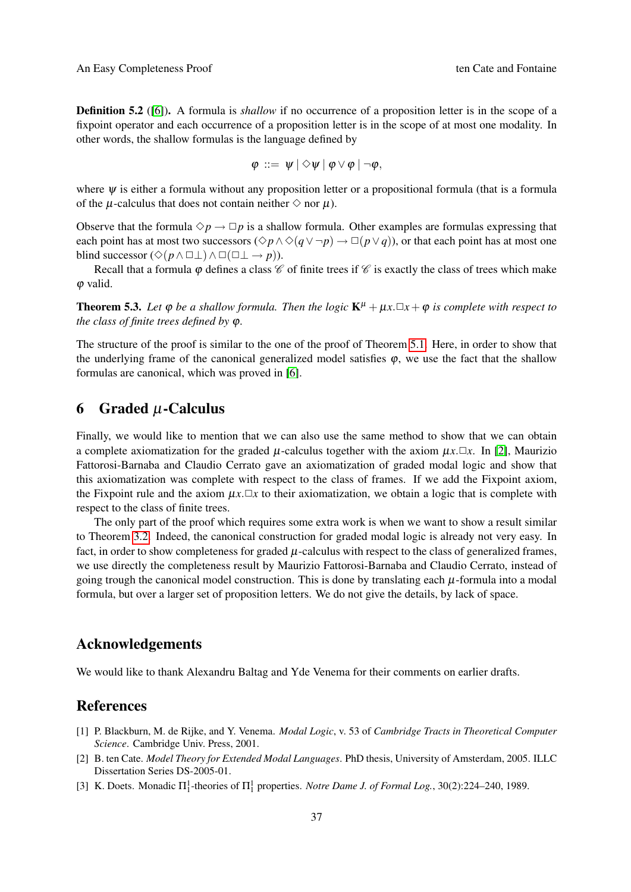**Definition 5.2** ([6]). A formula is *shallow* if no occurrence of a proposition letter is in the scope of a fixpoint operator and each occurrence of a proposition letter is in the scope of at most one modality. In other words, the shallow formulas is the language defined by

$$\varphi \ ::= \ \psi \mid \Diamond\psi \mid \varphi \vee \varphi \mid \neg\varphi,$$

where $\psi$ is either a formula without any proposition letter or a propositional formula (that is a formula of the $\mu$-calculus that does not contain neither $\Diamond$ nor $\mu$).

Observe that the formula $\Diamond p \rightarrow \Box p$ is a shallow formula. Other examples are formulas expressing that each point has at most two successors ($\Diamond p \wedge \Diamond(q \vee \neg p) \rightarrow \Box(p \vee q)$), or that each point has at most one blind successor ($\Diamond(p \wedge \Box\bot) \wedge \Box(\Box\bot \rightarrow p)$).

Recall that a formula $\varphi$ defines a class $\mathscr{C}$ of finite trees if $\mathscr{C}$ is exactly the class of trees which make $\varphi$ valid.

**Theorem 5.3.** *Let $\varphi$ be a shallow formula. Then the logic $\mathbf{K}^\mu + \mu x.\Box x + \varphi$ is complete with respect to the class of finite trees defined by $\varphi$.*

The structure of the proof is similar to the one of the proof of Theorem 5.1. Here, in order to show that the underlying frame of the canonical generalized model satisfies $\varphi$, we use the fact that the shallow formulas are canonical, which was proved in [6].

## 6 Graded $\mu$-Calculus

Finally, we would like to mention that we can also use the same method to show that we can obtain a complete axiomatization for the graded $\mu$-calculus together with the axiom $\mu x.\Box x$. In [2], Maurizio Fattorosi-Barnaba and Claudio Cerrato gave an axiomatization of graded modal logic and show that this axiomatization was complete with respect to the class of frames. If we add the Fixpoint axiom, the Fixpoint rule and the axiom $\mu x.\Box x$ to their axiomatization, we obtain a logic that is complete with respect to the class of finite trees.

The only part of the proof which requires some extra work is when we want to show a result similar to Theorem 3.2. Indeed, the canonical construction for graded modal logic is already not very easy. In fact, in order to show completeness for graded $\mu$-calculus with respect to the class of generalized frames, we use directly the completeness result by Maurizio Fattorosi-Barnaba and Claudio Cerrato, instead of going trough the canonical model construction. This is done by translating each $\mu$-formula into a modal formula, but over a larger set of proposition letters. We do not give the details, by lack of space.

## Acknowledgements

We would like to thank Alexandru Baltag and Yde Venema for their comments on earlier drafts.

## References

[1] P. Blackburn, M. de Rijke, and Y. Venema. *Modal Logic*, v. 53 of *Cambridge Tracts in Theoretical Computer Science*. Cambridge Univ. Press, 2001.

[2] B. ten Cate. *Model Theory for Extended Modal Languages*. PhD thesis, University of Amsterdam, 2005. ILLC Dissertation Series DS-2005-01.

[3] K. Doets. Monadic $\Pi^1_1$-theories of $\Pi^1_1$ properties. *Notre Dame J. of Formal Log.*, 30(2):224–240, 1989.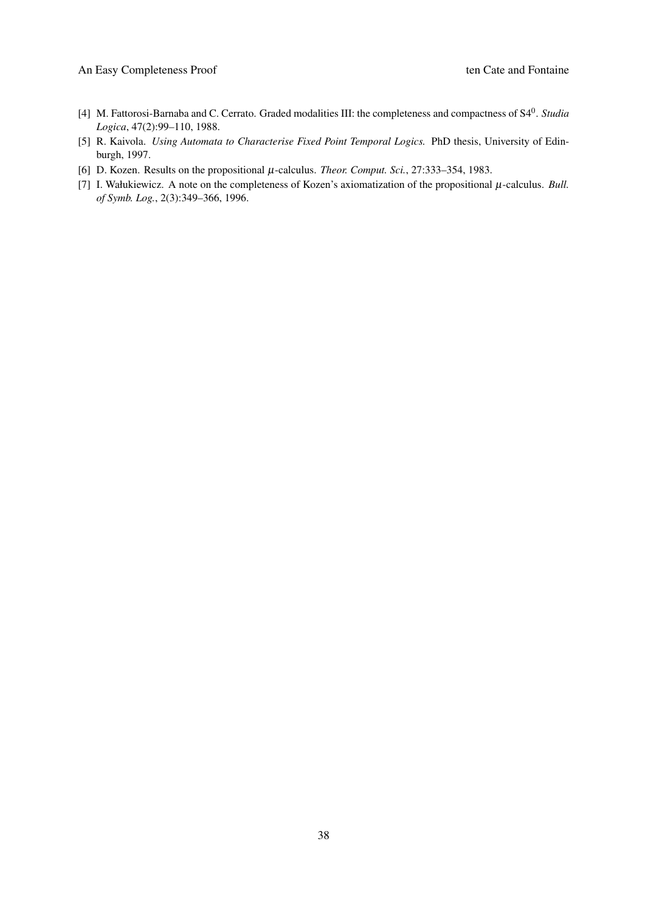- [4] M. Fattorosi-Barnaba and C. Cerrato. Graded modalities III: the completeness and compactness of S4$^0$. *Studia Logica*, 47(2):99–110, 1988.
- [5] R. Kaivola. *Using Automata to Characterise Fixed Point Temporal Logics.* PhD thesis, University of Edinburgh, 1997.
- [6] D. Kozen. Results on the propositional $\mu$-calculus. *Theor. Comput. Sci.*, 27:333–354, 1983.
- [7] I. Wałukiewicz. A note on the completeness of Kozen's axiomatization of the propositional $\mu$-calculus. *Bull. of Symb. Log.*, 2(3):349–366, 1996.